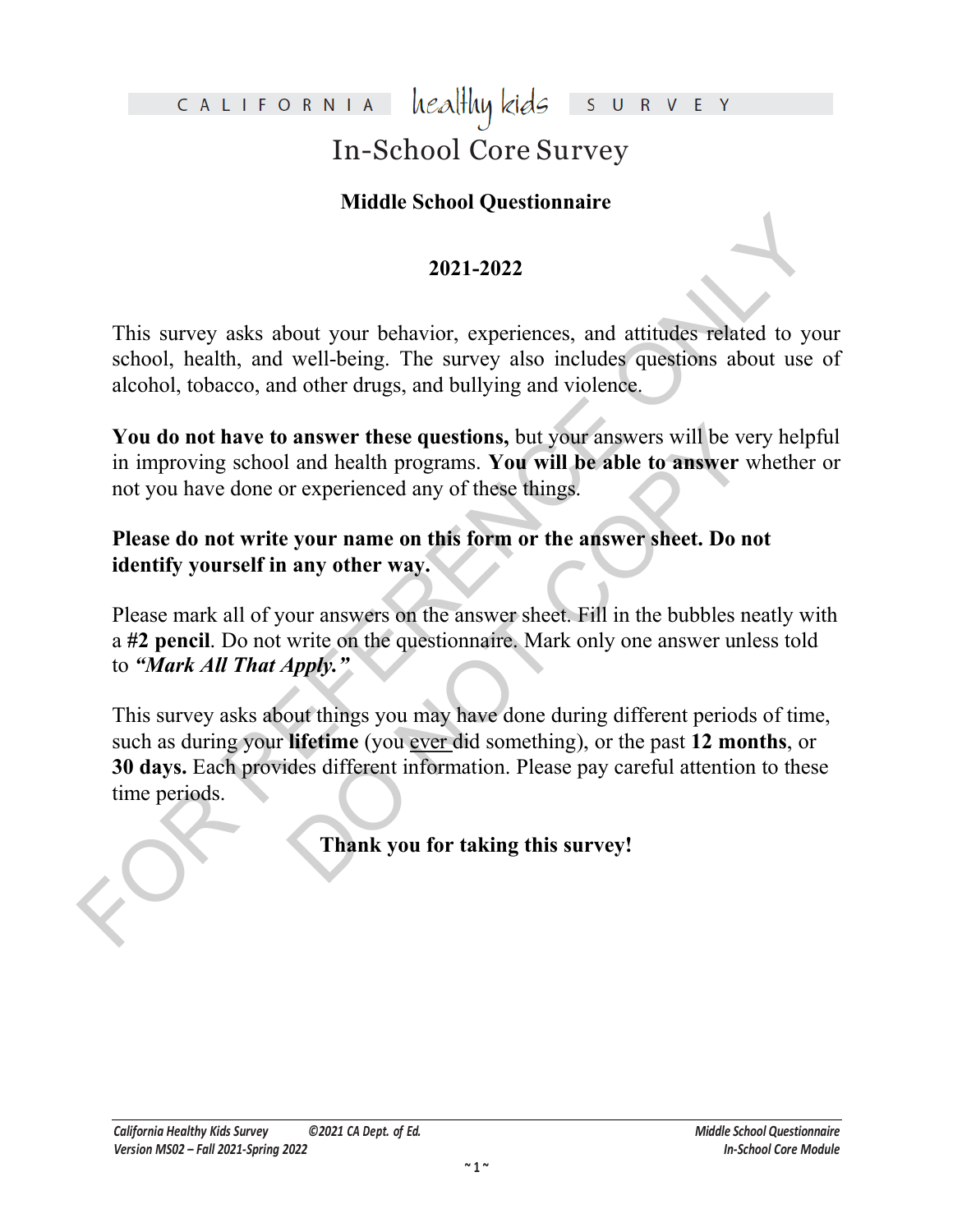# CALIFORNIA healthy kids SURVEY

## In-School Core Survey

### Middle School Questionnaire

### 2021-2022

This survey asks about your behavior, experiences, and attitudes related to your school, health, and well-being. The survey also includes questions about use of alcohol, tobacco, and other drugs, and bullying and violence.

**You do not have to answer these questions,** but your answers will be very helpful in improving school and health programs. **You will be able to answer** whether or not you have done or experienced any of these things.

**Please do not write your name on this form or the answer sheet. Do not identify yourself in any other way.**

Please mark all of your answers on the answer sheet. Fill in the bubbles neatly with a **#2 pencil**. Do not write on the questionnaire. Mark only one answer unless told to ***"Mark All That Apply."***

This survey asks about things you may have done during different periods of time, such as during your **lifetime** (you ever did something), or the past **12 months**, or **30 days.** Each provides different information. Please pay careful attention to these time periods.

**Thank you for taking this survey!**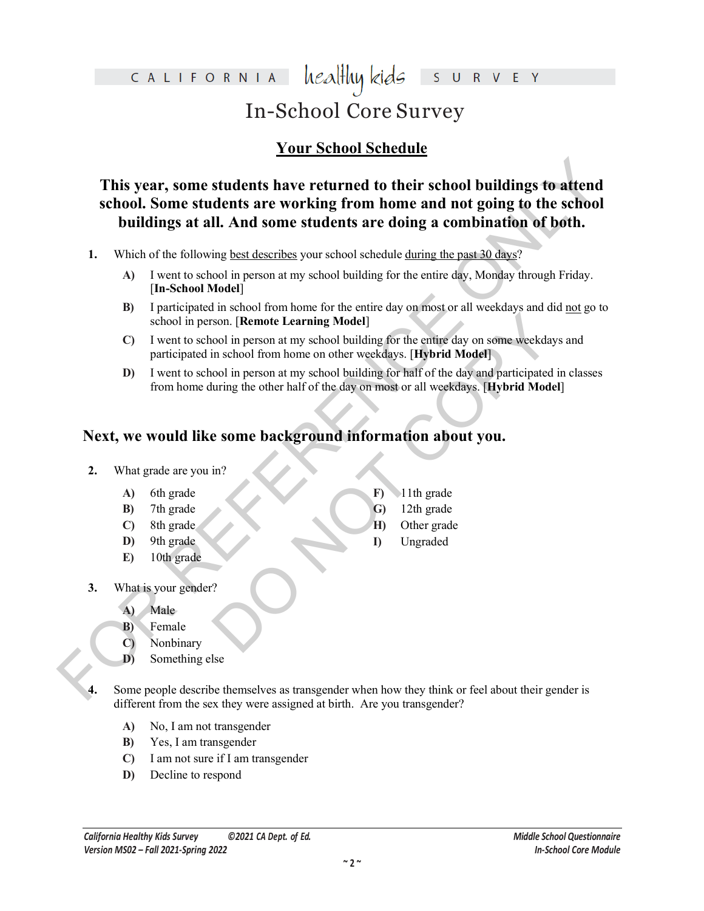# California Healthy Kids Survey

## In-School Core Survey

### <u>Your School Schedule</u>

**This year, some students have returned to their school buildings to attend school. Some students are working from home and not going to the school buildings at all. And some students are doing a combination of both.**

1. Which of the following <u>best describes</u> your school schedule <u>during the past 30 days</u>?
   - **A)** I went to school in person at my school building for the entire day, Monday through Friday. [**In-School Model**]
   - **B)** I participated in school from home for the entire day on most or all weekdays and did <u>not</u> go to school in person. [**Remote Learning Model**]
   - **C)** I went to school in person at my school building for the entire day on some weekdays and participated in school from home on other weekdays. [**Hybrid Model**]
   - **D)** I went to school in person at my school building for half of the day and participated in classes from home during the other half of the day on most or all weekdays. [**Hybrid Model**]

### Next, we would like some background information about you.

2. What grade are you in?
   - **A)** 6th grade
   - **B)** 7th grade
   - **C)** 8th grade
   - **D)** 9th grade
   - **E)** 10th grade
   - **F)** 11th grade
   - **G)** 12th grade
   - **H)** Other grade
   - **I)** Ungraded

3. What is your gender?
   - **A)** Male
   - **B)** Female
   - **C)** Nonbinary
   - **D)** Something else

4. Some people describe themselves as transgender when how they think or feel about their gender is different from the sex they were assigned at birth. Are you transgender?
   - **A)** No, I am not transgender
   - **B)** Yes, I am transgender
   - **C)** I am not sure if I am transgender
   - **D)** Decline to respond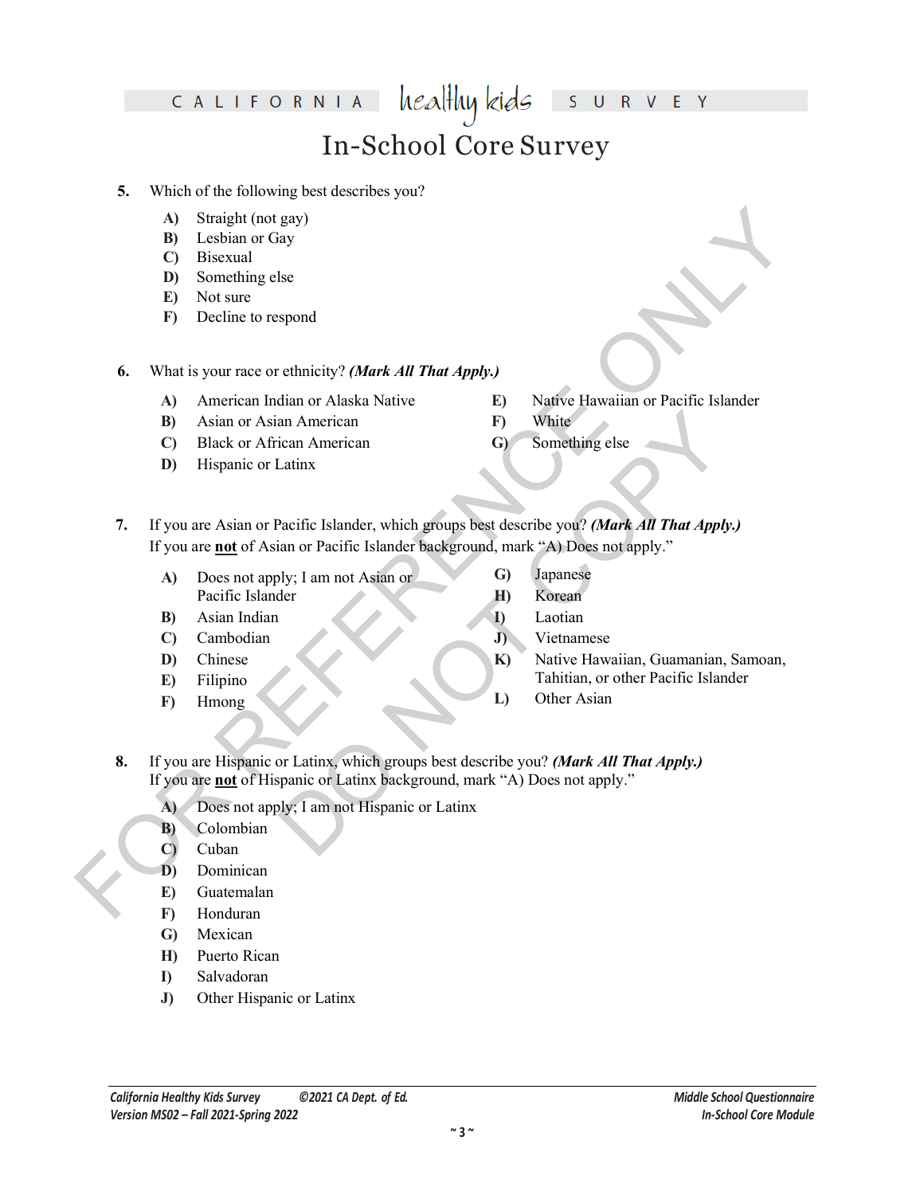# In-School Core Survey

**5.** Which of the following best describes you?

- **A)** Straight (not gay)
- **B)** Lesbian or Gay
- **C)** Bisexual
- **D)** Something else
- **E)** Not sure
- **F)** Decline to respond

**6.** What is your race or ethnicity? ***(Mark All That Apply.)***

- **A)** American Indian or Alaska Native
- **B)** Asian or Asian American
- **C)** Black or African American
- **D)** Hispanic or Latinx
- **E)** Native Hawaiian or Pacific Islander
- **F)** White
- **G)** Something else

**7.** If you are Asian or Pacific Islander, which groups best describe you? ***(Mark All That Apply.)***
If you are **not** of Asian or Pacific Islander background, mark "A) Does not apply."

- **A)** Does not apply; I am not Asian or Pacific Islander
- **B)** Asian Indian
- **C)** Cambodian
- **D)** Chinese
- **E)** Filipino
- **F)** Hmong
- **G)** Japanese
- **H)** Korean
- **I)** Laotian
- **J)** Vietnamese
- **K)** Native Hawaiian, Guamanian, Samoan, Tahitian, or other Pacific Islander
- **L)** Other Asian

**8.** If you are Hispanic or Latinx, which groups best describe you? ***(Mark All That Apply.)***
If you are **not** of Hispanic or Latinx background, mark "A) Does not apply."

- **A)** Does not apply; I am not Hispanic or Latinx
- **B)** Colombian
- **C)** Cuban
- **D)** Dominican
- **E)** Guatemalan
- **F)** Honduran
- **G)** Mexican
- **H)** Puerto Rican
- **I)** Salvadoran
- **J)** Other Hispanic or Latinx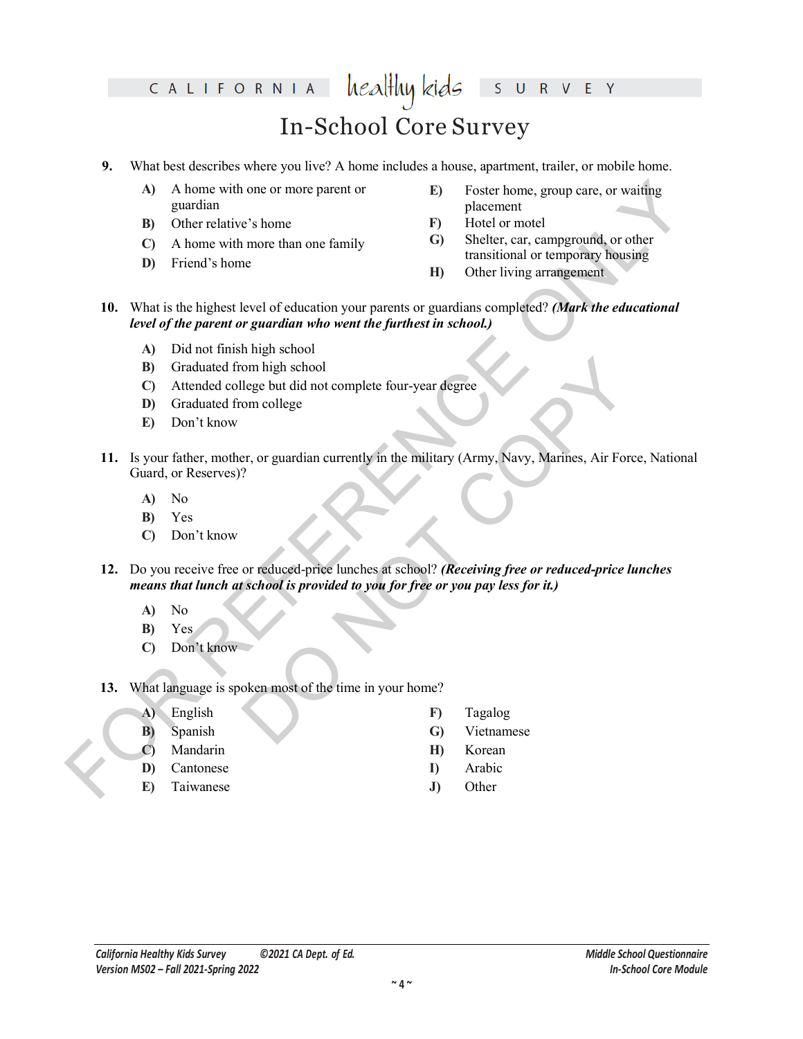9. What best describes where you live? A home includes a house, apartment, trailer, or mobile home.

   **A)** A home with one or more parent or guardian
   **B)** Other relative's home
   **C)** A home with more than one family
   **D)** Friend's home
   **E)** Foster home, group care, or waiting placement
   **F)** Hotel or motel
   **G)** Shelter, car, campground, or other transitional or temporary housing
   **H)** Other living arrangement

10. What is the highest level of education your parents or guardians completed? ***(Mark the educational level of the parent or guardian who went the furthest in school.)***

    **A)** Did not finish high school
    **B)** Graduated from high school
    **C)** Attended college but did not complete four-year degree
    **D)** Graduated from college
    **E)** Don't know

11. Is your father, mother, or guardian currently in the military (Army, Navy, Marines, Air Force, National Guard, or Reserves)?

    **A)** No
    **B)** Yes
    **C)** Don't know

12. Do you receive free or reduced-price lunches at school? ***(Receiving free or reduced-price lunches means that lunch at school is provided to you for free or you pay less for it.)***

    **A)** No
    **B)** Yes
    **C)** Don't know

13. What language is spoken most of the time in your home?

    **A)** English
    **B)** Spanish
    **C)** Mandarin
    **D)** Cantonese
    **E)** Taiwanese
    **F)** Tagalog
    **G)** Vietnamese
    **H)** Korean
    **I)** Arabic
    **J)** Other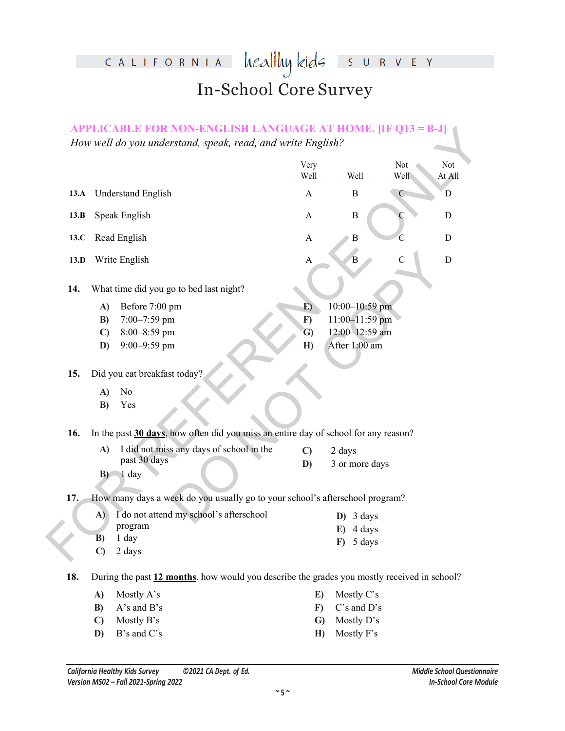# In-School Core Survey

**APPLICABLE FOR NON-ENGLISH LANGUAGE AT HOME. [IF Q13 = B-J]**

*How well do you understand, speak, read, and write English?*

| | | Very Well | Well | Not Well | Not At All |
|---|---|---|---|---|---|
| **13.A** | Understand English | A | B | C | D |
| **13.B** | Speak English | A | B | C | D |
| **13.C** | Read English | A | B | C | D |
| **13.D** | Write English | A | B | C | D |

**14.** What time did you go to bed last night?

- **A)** Before 7:00 pm
- **B)** 7:00–7:59 pm
- **C)** 8:00–8:59 pm
- **D)** 9:00–9:59 pm
- **E)** 10:00–10:59 pm
- **F)** 11:00–11:59 pm
- **G)** 12:00–12:59 am
- **H)** After 1:00 am

**15.** Did you eat breakfast today?

- **A)** No
- **B)** Yes

**16.** In the past **30 days**, how often did you miss an entire day of school for any reason?

- **A)** I did not miss any days of school in the past 30 days
- **B)** 1 day
- **C)** 2 days
- **D)** 3 or more days

**17.** How many days a week do you usually go to your school's afterschool program?

- **A)** I do not attend my school's afterschool program
- **B)** 1 day
- **C)** 2 days
- **D)** 3 days
- **E)** 4 days
- **F)** 5 days

**18.** During the past **12 months**, how would you describe the grades you mostly received in school?

- **A)** Mostly A's
- **B)** A's and B's
- **C)** Mostly B's
- **D)** B's and C's
- **E)** Mostly C's
- **F)** C's and D's
- **G)** Mostly D's
- **H)** Mostly F's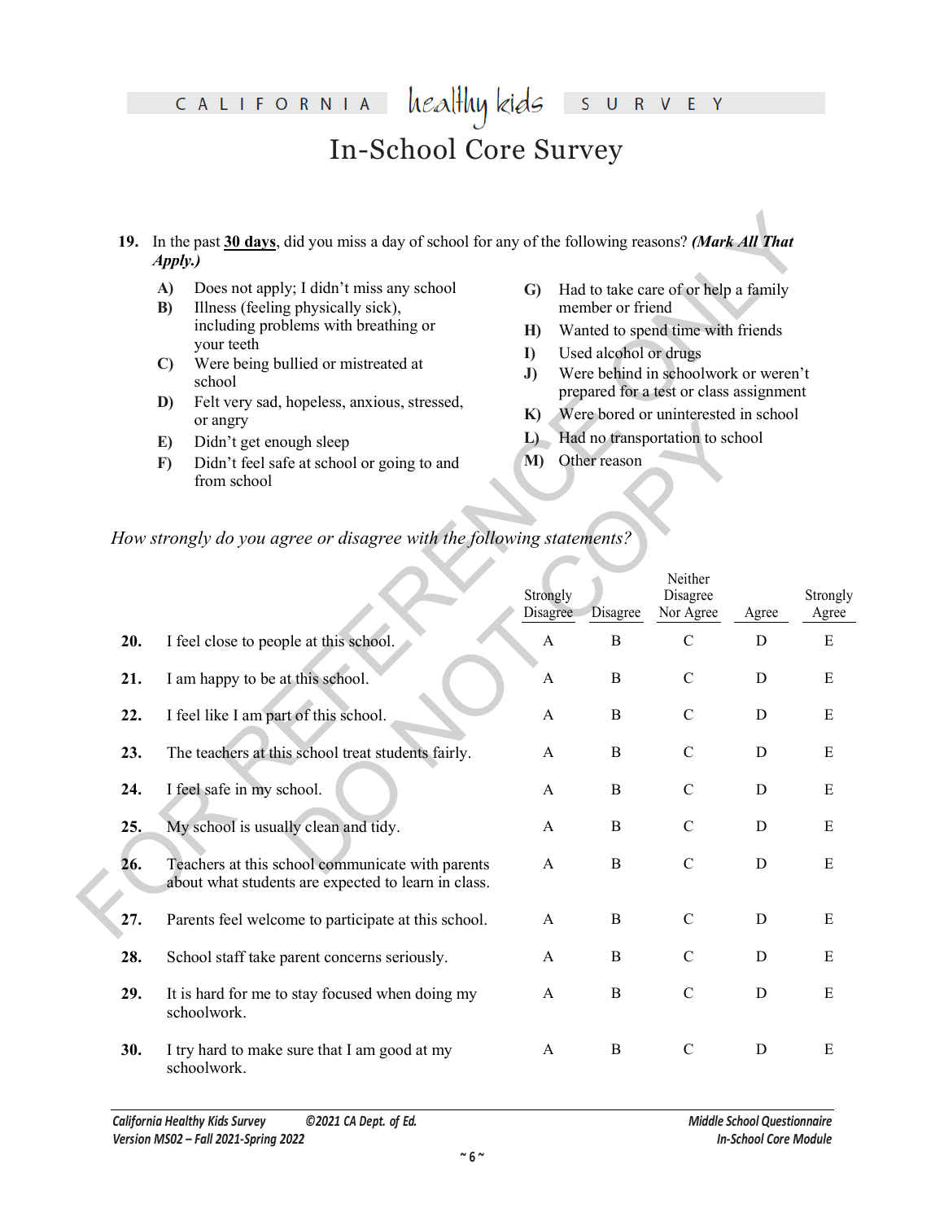# In-School Core Survey

19. In the past **30 days**, did you miss a day of school for any of the following reasons? ***(Mark All That Apply.)***

- **A)** Does not apply; I didn't miss any school
- **B)** Illness (feeling physically sick), including problems with breathing or your teeth
- **C)** Were being bullied or mistreated at school
- **D)** Felt very sad, hopeless, anxious, stressed, or angry
- **E)** Didn't get enough sleep
- **F)** Didn't feel safe at school or going to and from school
- **G)** Had to take care of or help a family member or friend
- **H)** Wanted to spend time with friends
- **I)** Used alcohol or drugs
- **J)** Were behind in schoolwork or weren't prepared for a test or class assignment
- **K)** Were bored or uninterested in school
- **L)** Had no transportation to school
- **M)** Other reason

*How strongly do you agree or disagree with the following statements?*

| | | Strongly Disagree | Disagree | Neither Disagree Nor Agree | Agree | Strongly Agree |
|---|---|---|---|---|---|---|
| **20.** | I feel close to people at this school. | A | B | C | D | E |
| **21.** | I am happy to be at this school. | A | B | C | D | E |
| **22.** | I feel like I am part of this school. | A | B | C | D | E |
| **23.** | The teachers at this school treat students fairly. | A | B | C | D | E |
| **24.** | I feel safe in my school. | A | B | C | D | E |
| **25.** | My school is usually clean and tidy. | A | B | C | D | E |
| **26.** | Teachers at this school communicate with parents about what students are expected to learn in class. | A | B | C | D | E |
| **27.** | Parents feel welcome to participate at this school. | A | B | C | D | E |
| **28.** | School staff take parent concerns seriously. | A | B | C | D | E |
| **29.** | It is hard for me to stay focused when doing my schoolwork. | A | B | C | D | E |
| **30.** | I try hard to make sure that I am good at my schoolwork. | A | B | C | D | E |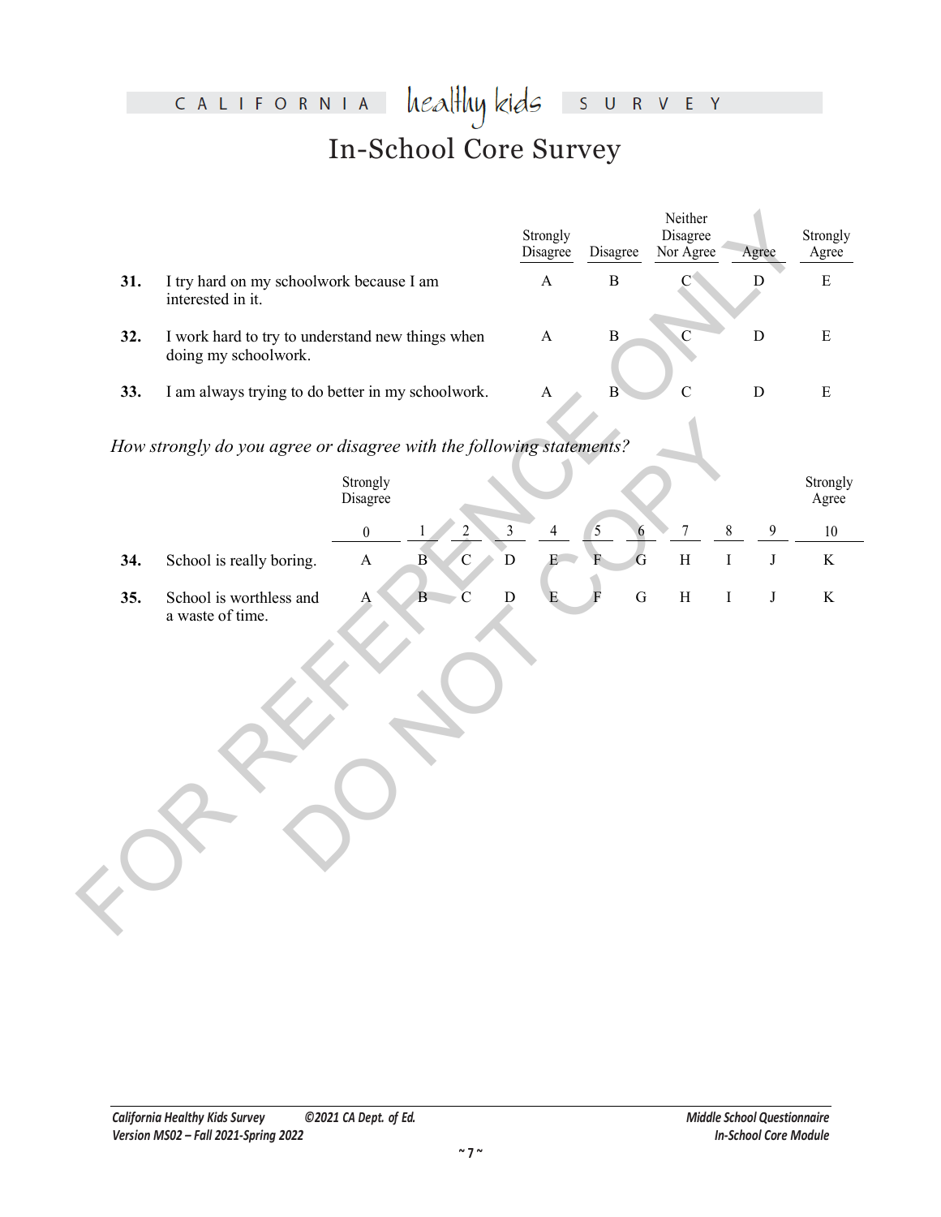# In-School Core Survey

| | | Strongly Disagree | Disagree | Neither Disagree Nor Agree | Agree | Strongly Agree |
|---|---|---|---|---|---|---|
| **31.** | I try hard on my schoolwork because I am interested in it. | A | B | C | D | E |
| **32.** | I work hard to try to understand new things when doing my schoolwork. | A | B | C | D | E |
| **33.** | I am always trying to do better in my schoolwork. | A | B | C | D | E |

*How strongly do you agree or disagree with the following statements?*

| | | Strongly Disagree 0 | 1 | 2 | 3 | 4 | 5 | 6 | 7 | 8 | 9 | Strongly Agree 10 |
|---|---|---|---|---|---|---|---|---|---|---|---|---|
| **34.** | School is really boring. | A | B | C | D | E | F | G | H | I | J | K |
| **35.** | School is worthless and a waste of time. | A | B | C | D | E | F | G | H | I | J | K |

FOR REFERENCE ONLY
DO NOT COPY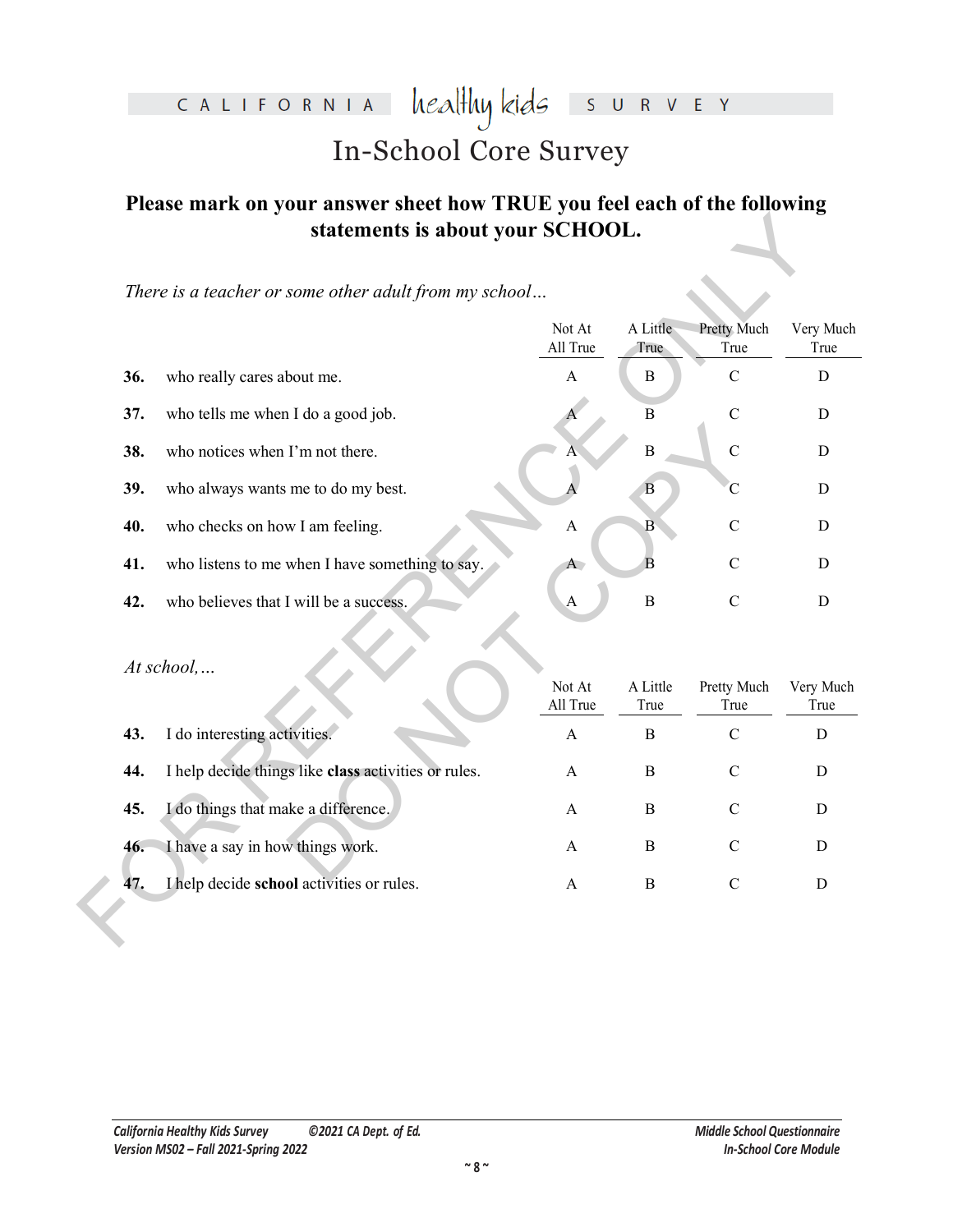# In-School Core Survey

## Please mark on your answer sheet how TRUE you feel each of the following statements is about your SCHOOL.

*There is a teacher or some other adult from my school…*

| | | Not At All True | A Little True | Pretty Much True | Very Much True |
|---|---|---|---|---|---|
| **36.** | who really cares about me. | A | B | C | D |
| **37.** | who tells me when I do a good job. | A | B | C | D |
| **38.** | who notices when I'm not there. | A | B | C | D |
| **39.** | who always wants me to do my best. | A | B | C | D |
| **40.** | who checks on how I am feeling. | A | B | C | D |
| **41.** | who listens to me when I have something to say. | A | B | C | D |
| **42.** | who believes that I will be a success. | A | B | C | D |

*At school,…*

| | | Not At All True | A Little True | Pretty Much True | Very Much True |
|---|---|---|---|---|---|
| **43.** | I do interesting activities. | A | B | C | D |
| **44.** | I help decide things like **class** activities or rules. | A | B | C | D |
| **45.** | I do things that make a difference. | A | B | C | D |
| **46.** | I have a say in how things work. | A | B | C | D |
| **47.** | I help decide **school** activities or rules. | A | B | C | D |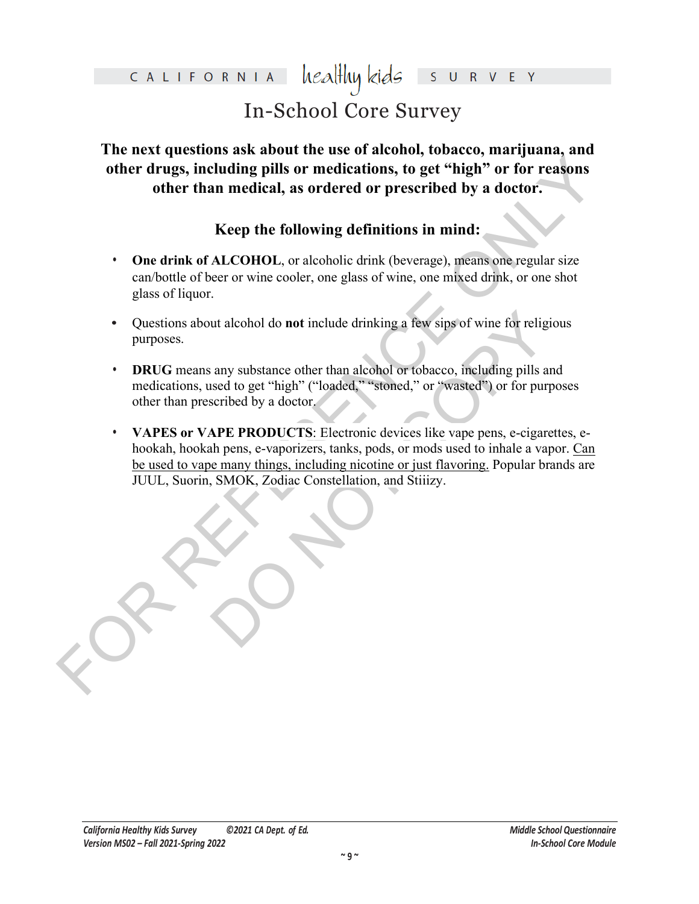## In-School Core Survey

**The next questions ask about the use of alcohol, tobacco, marijuana, and other drugs, including pills or medications, to get "high" or for reasons other than medical, as ordered or prescribed by a doctor.**

**Keep the following definitions in mind:**

- **One drink of ALCOHOL**, or alcoholic drink (beverage), means one regular size can/bottle of beer or wine cooler, one glass of wine, one mixed drink, or one shot glass of liquor.
- Questions about alcohol do **not** include drinking a few sips of wine for religious purposes.
- **DRUG** means any substance other than alcohol or tobacco, including pills and medications, used to get "high" ("loaded," "stoned," or "wasted") or for purposes other than prescribed by a doctor.
- **VAPES or VAPE PRODUCTS**: Electronic devices like vape pens, e-cigarettes, e-hookah, hookah pens, e-vaporizers, tanks, pods, or mods used to inhale a vapor. Can be used to vape many things, including nicotine or just flavoring. Popular brands are JUUL, Suorin, SMOK, Zodiac Constellation, and Stiiizy.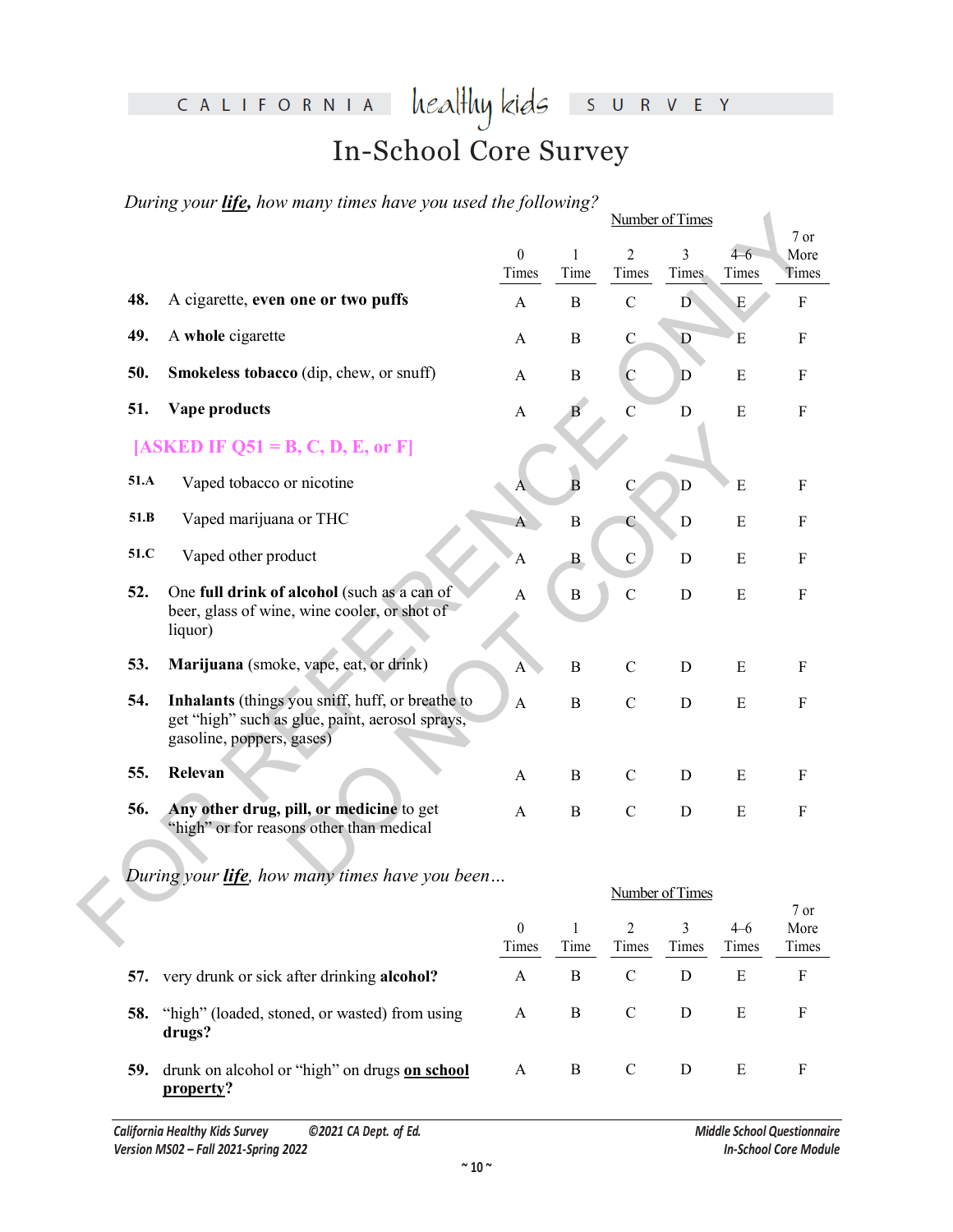# CALIFORNIA healthy kids SURVEY

## In-School Core Survey

*During your **life**, how many times have you used the following?*

| | | Number of Times | | | | | |
|---|---|---|---|---|---|---|---|
| | | 0 Times | 1 Time | 2 Times | 3 Times | 4–6 Times | 7 or More Times |
| 48. | A cigarette, **even one or two puffs** | A | B | C | D | E | F |
| 49. | A **whole** cigarette | A | B | C | D | E | F |
| 50. | **Smokeless tobacco** (dip, chew, or snuff) | A | B | C | D | E | F |
| 51. | **Vape products** | A | B | C | D | E | F |
| | [ASKED IF Q51 = B, C, D, E, or F] | | | | | | |
| 51.A | Vaped tobacco or nicotine | A | B | C | D | E | F |
| 51.B | Vaped marijuana or THC | A | B | C | D | E | F |
| 51.C | Vaped other product | A | B | C | D | E | F |
| 52. | One **full drink of alcohol** (such as a can of beer, glass of wine, wine cooler, or shot of liquor) | A | B | C | D | E | F |
| 53. | **Marijuana** (smoke, vape, eat, or drink) | A | B | C | D | E | F |
| 54. | **Inhalants** (things you sniff, huff, or breathe to get "high" such as glue, paint, aerosol sprays, gasoline, poppers, gases) | A | B | C | D | E | F |
| 55. | **Relevan** | A | B | C | D | E | F |
| 56. | **Any other drug, pill, or medicine** to get "high" or for reasons other than medical | A | B | C | D | E | F |

*During your **life**, how many times have you been…*

| | | Number of Times | | | | | |
|---|---|---|---|---|---|---|---|
| | | 0 Times | 1 Time | 2 Times | 3 Times | 4–6 Times | 7 or More Times |
| 57. | very drunk or sick after drinking **alcohol?** | A | B | C | D | E | F |
| 58. | "high" (loaded, stoned, or wasted) from using **drugs?** | A | B | C | D | E | F |
| 59. | drunk on alcohol or "high" on drugs **on school property?** | A | B | C | D | E | F |

FOR REFERENCE ONLY DO NOT COPY

*California Healthy Kids Survey ©2021 CA Dept. of Ed.*
*Version MS02 – Fall 2021-Spring 2022*
*Middle School Questionnaire*
*In-School Core Module*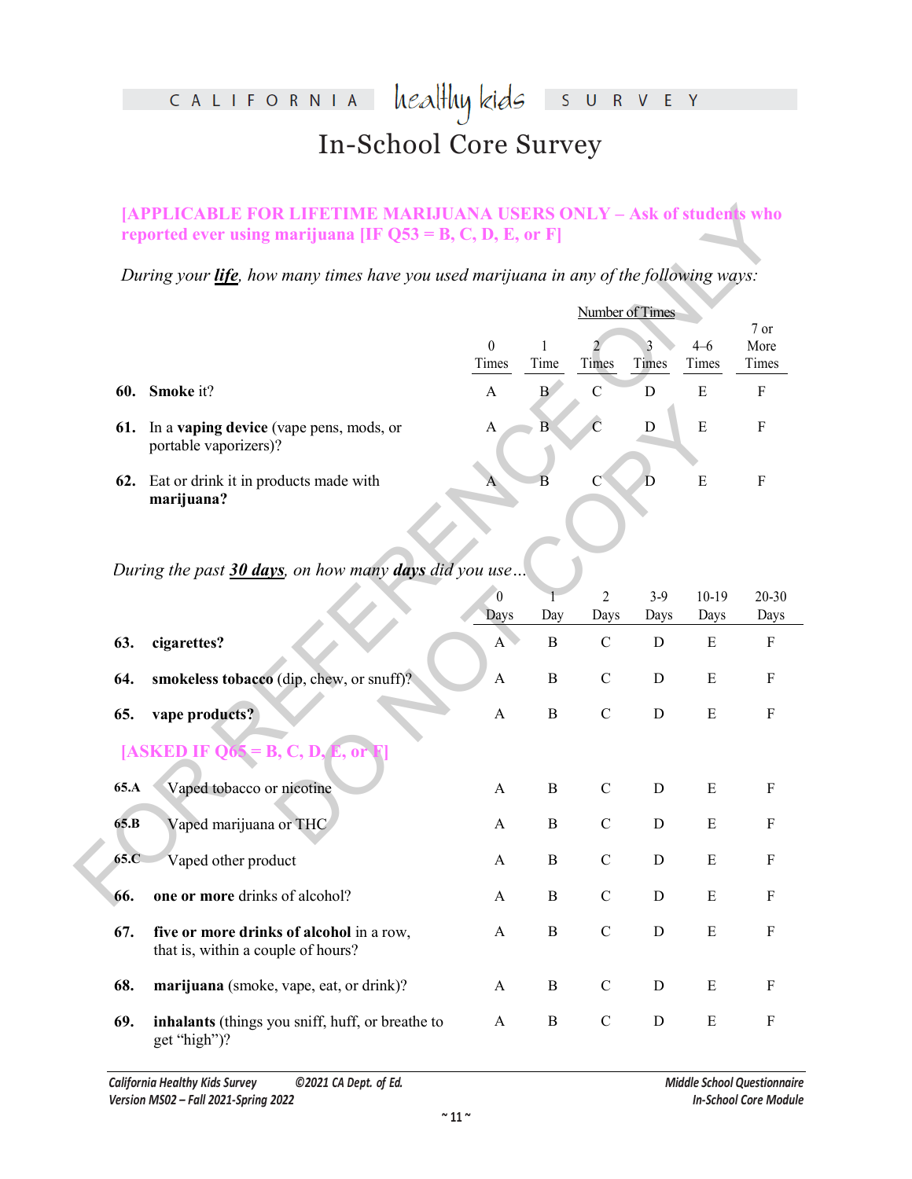# In-School Core Survey

**[APPLICABLE FOR LIFETIME MARIJUANA USERS ONLY – Ask of students who reported ever using marijuana [IF Q53 = B, C, D, E, or F]**

*During your **life**, how many times have you used marijuana in any of the following ways:*

| | Number of Times | | | | | |
|---|---|---|---|---|---|---|
| | 0 Times | 1 Time | 2 Times | 3 Times | 4–6 Times | 7 or More Times |
| **60. Smoke** it? | A | B | C | D | E | F |
| **61.** In a **vaping device** (vape pens, mods, or portable vaporizers)? | A | B | C | D | E | F |
| **62.** Eat or drink it in products made with **marijuana?** | A | B | C | D | E | F |

*During the past **30 days**, on how many **days** did you use…*

| | 0 Days | 1 Day | 2 Days | 3-9 Days | 10-19 Days | 20-30 Days |
|---|---|---|---|---|---|---|
| **63. cigarettes?** | A | B | C | D | E | F |
| **64. smokeless tobacco** (dip, chew, or snuff)? | A | B | C | D | E | F |
| **65. vape products?** | A | B | C | D | E | F |
| **[ASKED IF Q65 = B, C, D, E, or F]** | | | | | | |
| **65.A** Vaped tobacco or nicotine | A | B | C | D | E | F |
| **65.B** Vaped marijuana or THC | A | B | C | D | E | F |
| **65.C** Vaped other product | A | B | C | D | E | F |
| **66. one or more** drinks of alcohol? | A | B | C | D | E | F |
| **67. five or more drinks of alcohol** in a row, that is, within a couple of hours? | A | B | C | D | E | F |
| **68. marijuana** (smoke, vape, eat, or drink)? | A | B | C | D | E | F |
| **69. inhalants** (things you sniff, huff, or breathe to get "high")? | A | B | C | D | E | F |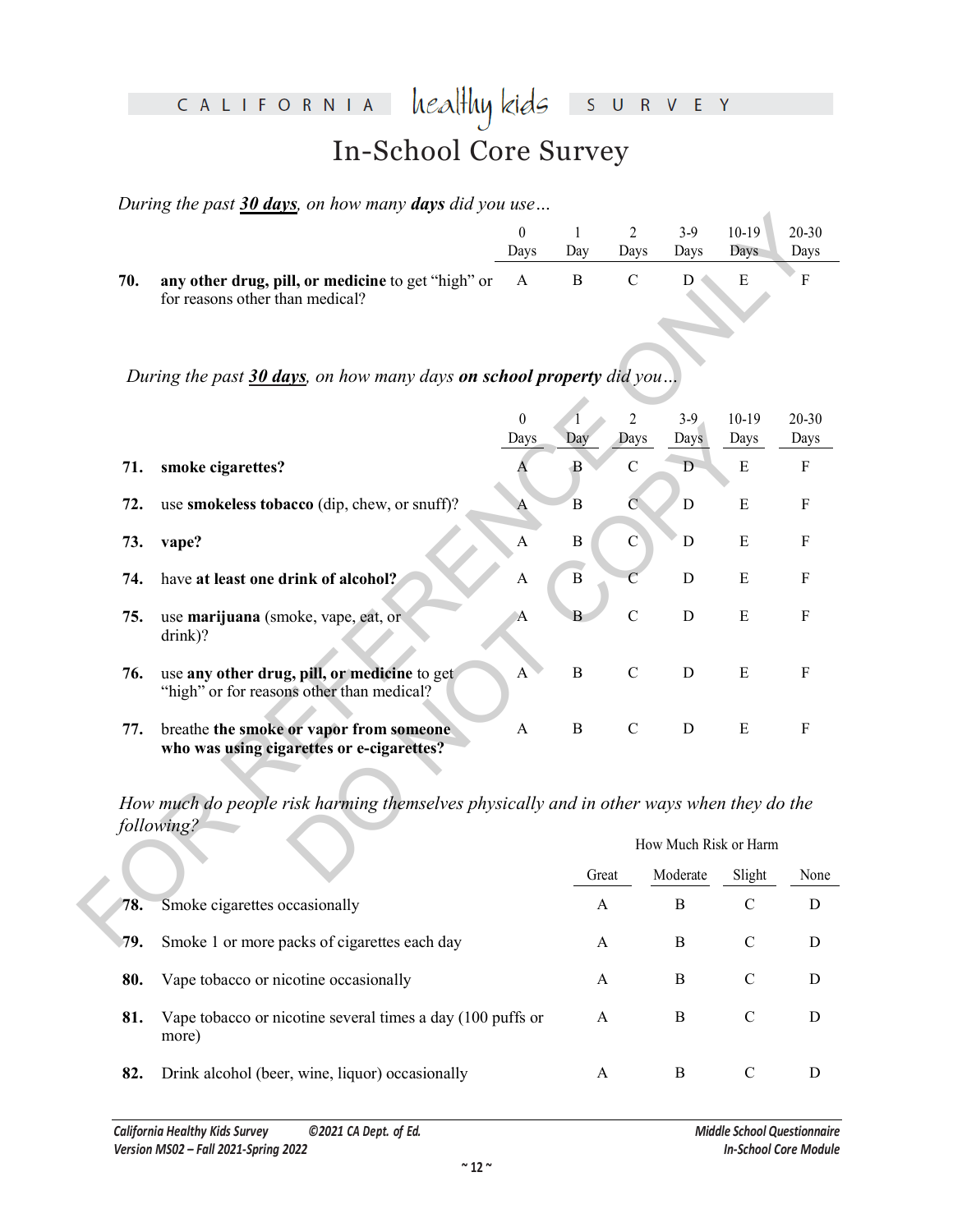*During the past **30 days**, on how many **days** did you use…*

| | | 0 Days | 1 Day | 2 Days | 3-9 Days | 10-19 Days | 20-30 Days |
|---|---|---|---|---|---|---|---|
| **70.** | **any other drug, pill, or medicine** to get "high" or for reasons other than medical? | A | B | C | D | E | F |

*During the past **30 days**, on how many days **on school property** did you…*

| | | 0 Days | 1 Day | 2 Days | 3-9 Days | 10-19 Days | 20-30 Days |
|---|---|---|---|---|---|---|---|
| **71.** | **smoke cigarettes?** | A | B | C | D | E | F |
| **72.** | use **smokeless tobacco** (dip, chew, or snuff)? | A | B | C | D | E | F |
| **73.** | **vape?** | A | B | C | D | E | F |
| **74.** | have **at least one drink of alcohol?** | A | B | C | D | E | F |
| **75.** | use **marijuana** (smoke, vape, eat, or drink)? | A | B | C | D | E | F |
| **76.** | use **any other drug, pill, or medicine** to get "high" or for reasons other than medical? | A | B | C | D | E | F |
| **77.** | breathe **the smoke or vapor from someone who was using cigarettes or e-cigarettes?** | A | B | C | D | E | F |

*How much do people risk harming themselves physically and in other ways when they do the following?*

| | | How Much Risk or Harm | | | |
|---|---|---|---|---|---|
| | | Great | Moderate | Slight | None |
| **78.** | Smoke cigarettes occasionally | A | B | C | D |
| **79.** | Smoke 1 or more packs of cigarettes each day | A | B | C | D |
| **80.** | Vape tobacco or nicotine occasionally | A | B | C | D |
| **81.** | Vape tobacco or nicotine several times a day (100 puffs or more) | A | B | C | D |
| **82.** | Drink alcohol (beer, wine, liquor) occasionally | A | B | C | D |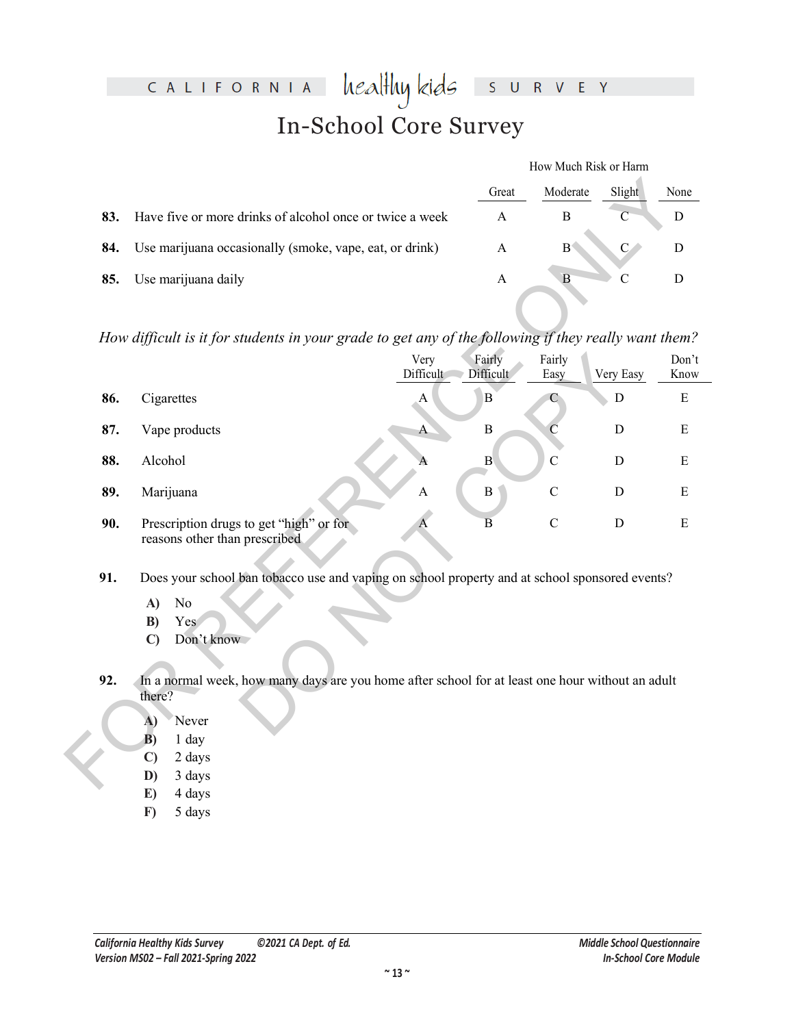# In-School Core Survey

| | | How Much Risk or Harm | | | |
|---|---|---|---|---|---|
| | | Great | Moderate | Slight | None |
| **83.** | Have five or more drinks of alcohol once or twice a week | A | B | C | D |
| **84.** | Use marijuana occasionally (smoke, vape, eat, or drink) | A | B | C | D |
| **85.** | Use marijuana daily | A | B | C | D |

*How difficult is it for students in your grade to get any of the following if they really want them?*

| | | Very Difficult | Fairly Difficult | Fairly Easy | Very Easy | Don't Know |
|---|---|---|---|---|---|---|
| **86.** | Cigarettes | A | B | C | D | E |
| **87.** | Vape products | A | B | C | D | E |
| **88.** | Alcohol | A | B | C | D | E |
| **89.** | Marijuana | A | B | C | D | E |
| **90.** | Prescription drugs to get "high" or for reasons other than prescribed | A | B | C | D | E |

**91.** Does your school ban tobacco use and vaping on school property and at school sponsored events?

**A)** No
**B)** Yes
**C)** Don't know

**92.** In a normal week, how many days are you home after school for at least one hour without an adult there?

**A)** Never
**B)** 1 day
**C)** 2 days
**D)** 3 days
**E)** 4 days
**F)** 5 days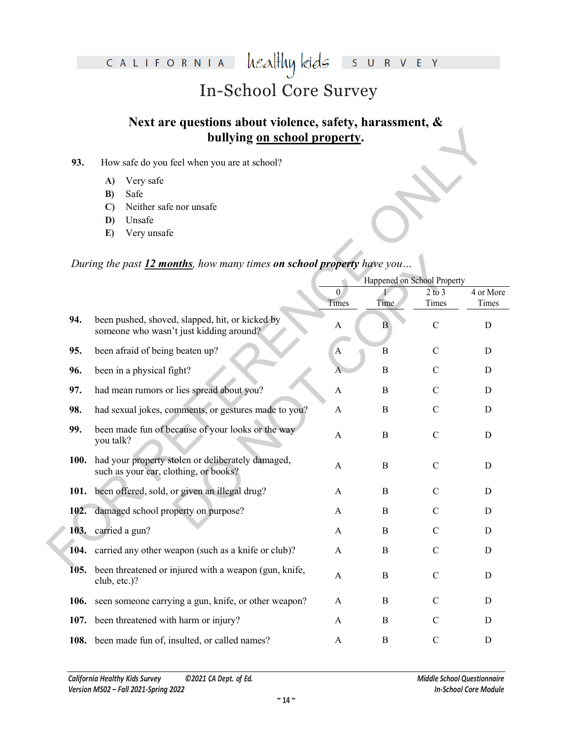# In-School Core Survey

## Next are questions about violence, safety, harassment, & bullying on school property.

**93.** How safe do you feel when you are at school?

- **A)** Very safe
- **B)** Safe
- **C)** Neither safe nor unsafe
- **D)** Unsafe
- **E)** Very unsafe

*During the past **12 months**, how many times **on school property** have you…*

| | | Happened on School Property | | | |
|---|---|---|---|---|---|
| | | 0 Times | 1 Time | 2 to 3 Times | 4 or More Times |
| **94.** | been pushed, shoved, slapped, hit, or kicked by someone who wasn't just kidding around? | A | B | C | D |
| **95.** | been afraid of being beaten up? | A | B | C | D |
| **96.** | been in a physical fight? | A | B | C | D |
| **97.** | had mean rumors or lies spread about you? | A | B | C | D |
| **98.** | had sexual jokes, comments, or gestures made to you? | A | B | C | D |
| **99.** | been made fun of because of your looks or the way you talk? | A | B | C | D |
| **100.** | had your property stolen or deliberately damaged, such as your car, clothing, or books? | A | B | C | D |
| **101.** | been offered, sold, or given an illegal drug? | A | B | C | D |
| **102.** | damaged school property on purpose? | A | B | C | D |
| **103.** | carried a gun? | A | B | C | D |
| **104.** | carried any other weapon (such as a knife or club)? | A | B | C | D |
| **105.** | been threatened or injured with a weapon (gun, knife, club, etc.)? | A | B | C | D |
| **106.** | seen someone carrying a gun, knife, or other weapon? | A | B | C | D |
| **107.** | been threatened with harm or injury? | A | B | C | D |
| **108.** | been made fun of, insulted, or called names? | A | B | C | D |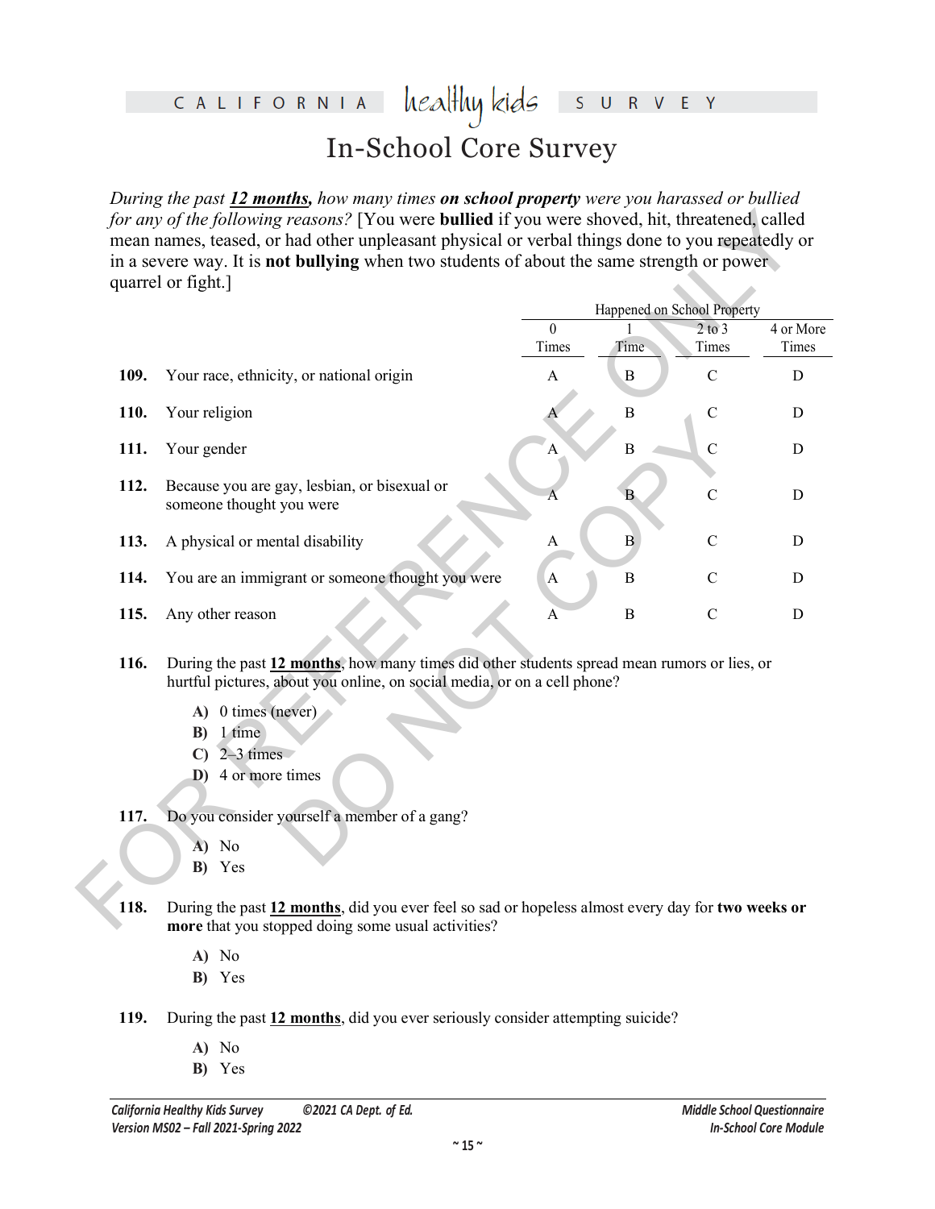# In-School Core Survey

*During the past* ***12 months****, how many times* ***on school property*** *were you harassed or bullied for any of the following reasons?* [You were **bullied** if you were shoved, hit, threatened, called mean names, teased, or had other unpleasant physical or verbal things done to you repeatedly or in a severe way. It is **not bullying** when two students of about the same strength or power quarrel or fight.]

| | | Happened on School Property | | | |
|---|---|---|---|---|---|
| | | 0 Times | 1 Time | 2 to 3 Times | 4 or More Times |
| **109.** | Your race, ethnicity, or national origin | A | B | C | D |
| **110.** | Your religion | A | B | C | D |
| **111.** | Your gender | A | B | C | D |
| **112.** | Because you are gay, lesbian, or bisexual or someone thought you were | A | B | C | D |
| **113.** | A physical or mental disability | A | B | C | D |
| **114.** | You are an immigrant or someone thought you were | A | B | C | D |
| **115.** | Any other reason | A | B | C | D |

**116.** During the past **12 months**, how many times did other students spread mean rumors or lies, or hurtful pictures, about you online, on social media, or on a cell phone?

- **A)** 0 times (never)
- **B)** 1 time
- **C)** 2–3 times
- **D)** 4 or more times

**117.** Do you consider yourself a member of a gang?

- **A)** No
- **B)** Yes

**118.** During the past **12 months**, did you ever feel so sad or hopeless almost every day for **two weeks or more** that you stopped doing some usual activities?

- **A)** No
- **B)** Yes

**119.** During the past **12 months**, did you ever seriously consider attempting suicide?

- **A)** No
- **B)** Yes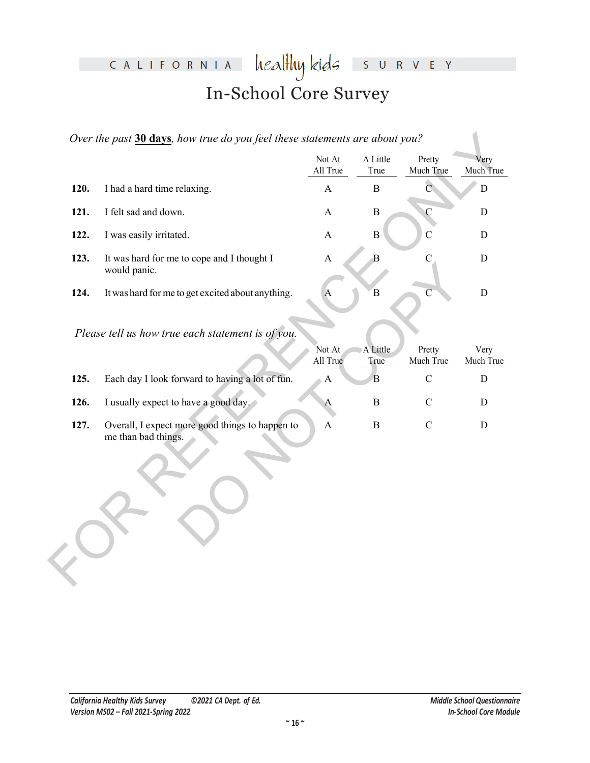# In-School Core Survey

*Over the past **30 days**, how true do you feel these statements are about you?*

| | | Not At All True | A Little True | Pretty Much True | Very Much True |
|---|---|---|---|---|---|
| **120.** | I had a hard time relaxing. | A | B | C | D |
| **121.** | I felt sad and down. | A | B | C | D |
| **122.** | I was easily irritated. | A | B | C | D |
| **123.** | It was hard for me to cope and I thought I would panic. | A | B | C | D |
| **124.** | It was hard for me to get excited about anything. | A | B | C | D |

*Please tell us how true each statement is of you.*

| | | Not At All True | A Little True | Pretty Much True | Very Much True |
|---|---|---|---|---|---|
| **125.** | Each day I look forward to having a lot of fun. | A | B | C | D |
| **126.** | I usually expect to have a good day. | A | B | C | D |
| **127.** | Overall, I expect more good things to happen to me than bad things. | A | B | C | D |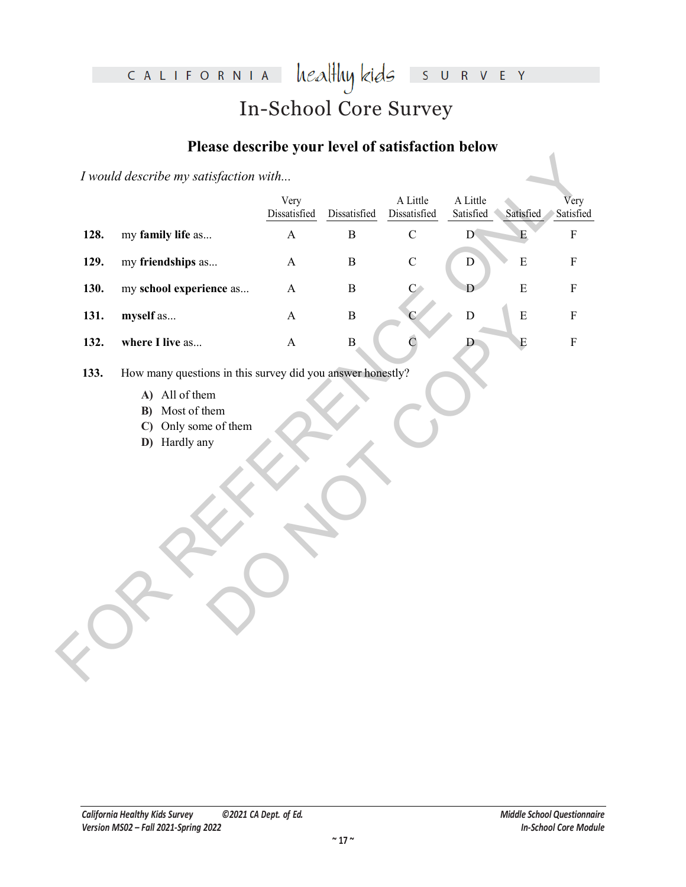# In-School Core Survey

## Please describe your level of satisfaction below

*I would describe my satisfaction with...*

| | | Very Dissatisfied | Dissatisfied | A Little Dissatisfied | A Little Satisfied | Satisfied | Very Satisfied |
|---|---|---|---|---|---|---|---|
| **128.** | my **family life** as... | A | B | C | D | E | F |
| **129.** | my **friendships** as... | A | B | C | D | E | F |
| **130.** | my **school experience** as... | A | B | C | D | E | F |
| **131.** | **myself** as... | A | B | C | D | E | F |
| **132.** | **where I live** as... | A | B | C | D | E | F |

**133.** How many questions in this survey did you answer honestly?

- **A)** All of them
- **B)** Most of them
- **C)** Only some of them
- **D)** Hardly any